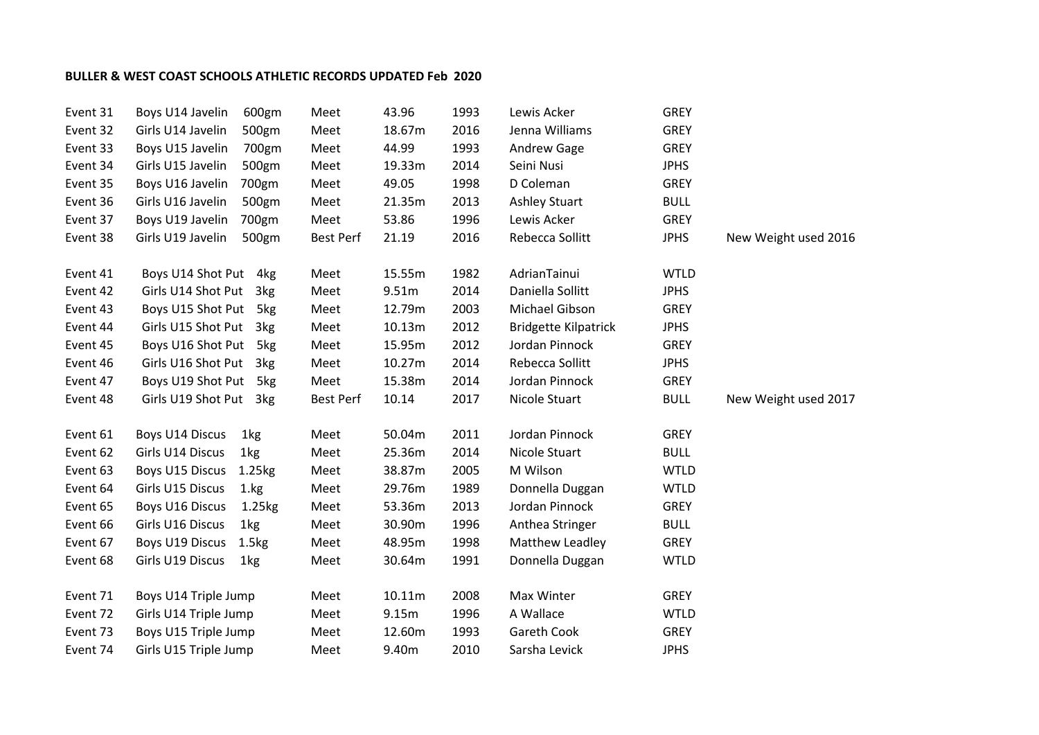**BULLER & WEST COAST SCHOOLS ATHLETIC RECORDS UPDATED Feb 2020**

| | | | | | | | | |
|---|---|---|---|---|---|---|---|---|
| Event 31 | Boys U14 Javelin | 600gm | Meet | 43.96 | 1993 | Lewis Acker | GREY | |
| Event 32 | Girls U14 Javelin | 500gm | Meet | 18.67m | 2016 | Jenna Williams | GREY | |
| Event 33 | Boys U15 Javelin | 700gm | Meet | 44.99 | 1993 | Andrew Gage | GREY | |
| Event 34 | Girls U15 Javelin | 500gm | Meet | 19.33m | 2014 | Seini Nusi | JPHS | |
| Event 35 | Boys U16 Javelin | 700gm | Meet | 49.05 | 1998 | D Coleman | GREY | |
| Event 36 | Girls U16 Javelin | 500gm | Meet | 21.35m | 2013 | Ashley Stuart | BULL | |
| Event 37 | Boys U19 Javelin | 700gm | Meet | 53.86 | 1996 | Lewis Acker | GREY | |
| Event 38 | Girls U19 Javelin | 500gm | Best Perf | 21.19 | 2016 | Rebecca Sollitt | JPHS | New Weight used 2016 |
| | | | | | | | | |
| Event 41 | Boys U14 Shot Put | 4kg | Meet | 15.55m | 1982 | AdrianTainui | WTLD | |
| Event 42 | Girls U14 Shot Put | 3kg | Meet | 9.51m | 2014 | Daniella Sollitt | JPHS | |
| Event 43 | Boys U15 Shot Put | 5kg | Meet | 12.79m | 2003 | Michael Gibson | GREY | |
| Event 44 | Girls U15 Shot Put | 3kg | Meet | 10.13m | 2012 | Bridgette Kilpatrick | JPHS | |
| Event 45 | Boys U16 Shot Put | 5kg | Meet | 15.95m | 2012 | Jordan Pinnock | GREY | |
| Event 46 | Girls U16 Shot Put | 3kg | Meet | 10.27m | 2014 | Rebecca Sollitt | JPHS | |
| Event 47 | Boys U19 Shot Put | 5kg | Meet | 15.38m | 2014 | Jordan Pinnock | GREY | |
| Event 48 | Girls U19 Shot Put | 3kg | Best Perf | 10.14 | 2017 | Nicole Stuart | BULL | New Weight used 2017 |
| | | | | | | | | |
| Event 61 | Boys U14 Discus | 1kg | Meet | 50.04m | 2011 | Jordan Pinnock | GREY | |
| Event 62 | Girls U14 Discus | 1kg | Meet | 25.36m | 2014 | Nicole Stuart | BULL | |
| Event 63 | Boys U15 Discus | 1.25kg | Meet | 38.87m | 2005 | M Wilson | WTLD | |
| Event 64 | Girls U15 Discus | 1.kg | Meet | 29.76m | 1989 | Donnella Duggan | WTLD | |
| Event 65 | Boys U16 Discus | 1.25kg | Meet | 53.36m | 2013 | Jordan Pinnock | GREY | |
| Event 66 | Girls U16 Discus | 1kg | Meet | 30.90m | 1996 | Anthea Stringer | BULL | |
| Event 67 | Boys U19 Discus | 1.5kg | Meet | 48.95m | 1998 | Matthew Leadley | GREY | |
| Event 68 | Girls U19 Discus | 1kg | Meet | 30.64m | 1991 | Donnella Duggan | WTLD | |
| | | | | | | | | |
| Event 71 | Boys U14 Triple Jump | | Meet | 10.11m | 2008 | Max Winter | GREY | |
| Event 72 | Girls U14 Triple Jump | | Meet | 9.15m | 1996 | A Wallace | WTLD | |
| Event 73 | Boys U15 Triple Jump | | Meet | 12.60m | 1993 | Gareth Cook | GREY | |
| Event 74 | Girls U15 Triple Jump | | Meet | 9.40m | 2010 | Sarsha Levick | JPHS | |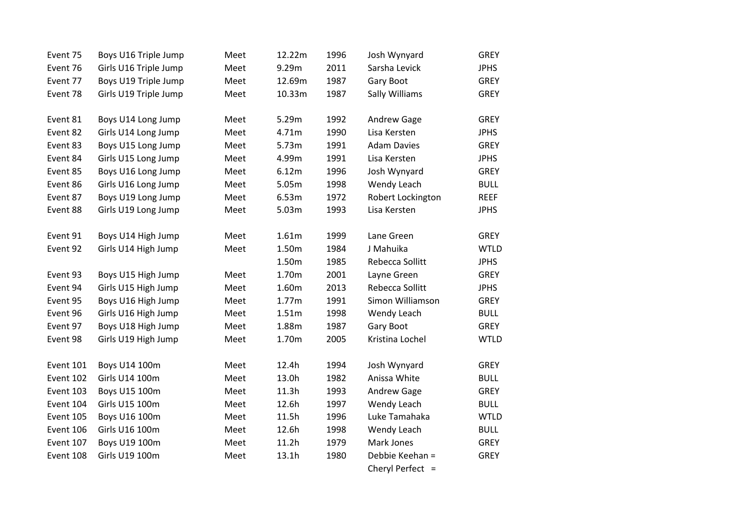| | | | | | | |
|---|---|---|---|---|---|---|
| Event 75 | Boys U16 Triple Jump | Meet | 12.22m | 1996 | Josh Wynyard | GREY |
| Event 76 | Girls U16 Triple Jump | Meet | 9.29m | 2011 | Sarsha Levick | JPHS |
| Event 77 | Boys U19 Triple Jump | Meet | 12.69m | 1987 | Gary Boot | GREY |
| Event 78 | Girls U19 Triple Jump | Meet | 10.33m | 1987 | Sally Williams | GREY |
| | | | | | | |
| Event 81 | Boys U14 Long Jump | Meet | 5.29m | 1992 | Andrew Gage | GREY |
| Event 82 | Girls U14 Long Jump | Meet | 4.71m | 1990 | Lisa Kersten | JPHS |
| Event 83 | Boys U15 Long Jump | Meet | 5.73m | 1991 | Adam Davies | GREY |
| Event 84 | Girls U15 Long Jump | Meet | 4.99m | 1991 | Lisa Kersten | JPHS |
| Event 85 | Boys U16 Long Jump | Meet | 6.12m | 1996 | Josh Wynyard | GREY |
| Event 86 | Girls U16 Long Jump | Meet | 5.05m | 1998 | Wendy Leach | BULL |
| Event 87 | Boys U19 Long Jump | Meet | 6.53m | 1972 | Robert Lockington | REEF |
| Event 88 | Girls U19 Long Jump | Meet | 5.03m | 1993 | Lisa Kersten | JPHS |
| | | | | | | |
| Event 91 | Boys U14 High Jump | Meet | 1.61m | 1999 | Lane Green | GREY |
| Event 92 | Girls U14 High Jump | Meet | 1.50m | 1984 | J Mahuika | WTLD |
| | | | 1.50m | 1985 | Rebecca Sollitt | JPHS |
| Event 93 | Boys U15 High Jump | Meet | 1.70m | 2001 | Layne Green | GREY |
| Event 94 | Girls U15 High Jump | Meet | 1.60m | 2013 | Rebecca Sollitt | JPHS |
| Event 95 | Boys U16 High Jump | Meet | 1.77m | 1991 | Simon Williamson | GREY |
| Event 96 | Girls U16 High Jump | Meet | 1.51m | 1998 | Wendy Leach | BULL |
| Event 97 | Boys U18 High Jump | Meet | 1.88m | 1987 | Gary Boot | GREY |
| Event 98 | Girls U19 High Jump | Meet | 1.70m | 2005 | Kristina Lochel | WTLD |
| | | | | | | |
| Event 101 | Boys U14 100m | Meet | 12.4h | 1994 | Josh Wynyard | GREY |
| Event 102 | Girls U14 100m | Meet | 13.0h | 1982 | Anissa White | BULL |
| Event 103 | Boys U15 100m | Meet | 11.3h | 1993 | Andrew Gage | GREY |
| Event 104 | Girls U15 100m | Meet | 12.6h | 1997 | Wendy Leach | BULL |
| Event 105 | Boys U16 100m | Meet | 11.5h | 1996 | Luke Tamahaka | WTLD |
| Event 106 | Girls U16 100m | Meet | 12.6h | 1998 | Wendy Leach | BULL |
| Event 107 | Boys U19 100m | Meet | 11.2h | 1979 | Mark Jones | GREY |
| Event 108 | Girls U19 100m | Meet | 13.1h | 1980 | Debbie Keehan = | GREY |
| | | | | | Cheryl Perfect = | |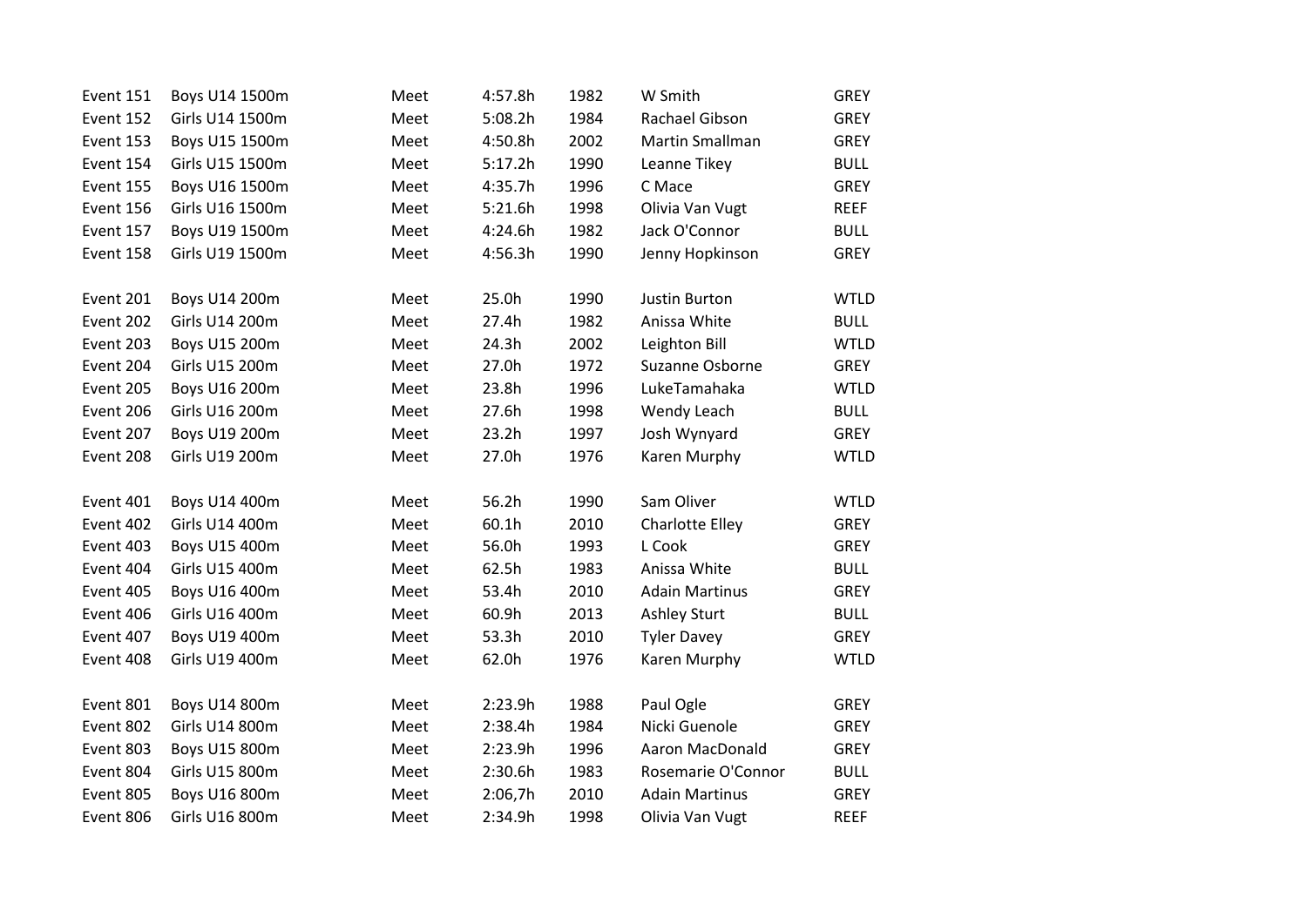| | | | | | | |
|---|---|---|---|---|---|---|
| Event 151 | Boys U14 1500m | Meet | 4:57.8h | 1982 | W Smith | GREY |
| Event 152 | Girls U14 1500m | Meet | 5:08.2h | 1984 | Rachael Gibson | GREY |
| Event 153 | Boys U15 1500m | Meet | 4:50.8h | 2002 | Martin Smallman | GREY |
| Event 154 | Girls U15 1500m | Meet | 5:17.2h | 1990 | Leanne Tikey | BULL |
| Event 155 | Boys U16 1500m | Meet | 4:35.7h | 1996 | C Mace | GREY |
| Event 156 | Girls U16 1500m | Meet | 5:21.6h | 1998 | Olivia Van Vugt | REEF |
| Event 157 | Boys U19 1500m | Meet | 4:24.6h | 1982 | Jack O'Connor | BULL |
| Event 158 | Girls U19 1500m | Meet | 4:56.3h | 1990 | Jenny Hopkinson | GREY |
| | | | | | | |
| Event 201 | Boys U14 200m | Meet | 25.0h | 1990 | Justin Burton | WTLD |
| Event 202 | Girls U14 200m | Meet | 27.4h | 1982 | Anissa White | BULL |
| Event 203 | Boys U15 200m | Meet | 24.3h | 2002 | Leighton Bill | WTLD |
| Event 204 | Girls U15 200m | Meet | 27.0h | 1972 | Suzanne Osborne | GREY |
| Event 205 | Boys U16 200m | Meet | 23.8h | 1996 | LukeTamahaka | WTLD |
| Event 206 | Girls U16 200m | Meet | 27.6h | 1998 | Wendy Leach | BULL |
| Event 207 | Boys U19 200m | Meet | 23.2h | 1997 | Josh Wynyard | GREY |
| Event 208 | Girls U19 200m | Meet | 27.0h | 1976 | Karen Murphy | WTLD |
| | | | | | | |
| Event 401 | Boys U14 400m | Meet | 56.2h | 1990 | Sam Oliver | WTLD |
| Event 402 | Girls U14 400m | Meet | 60.1h | 2010 | Charlotte Elley | GREY |
| Event 403 | Boys U15 400m | Meet | 56.0h | 1993 | L Cook | GREY |
| Event 404 | Girls U15 400m | Meet | 62.5h | 1983 | Anissa White | BULL |
| Event 405 | Boys U16 400m | Meet | 53.4h | 2010 | Adain Martinus | GREY |
| Event 406 | Girls U16 400m | Meet | 60.9h | 2013 | Ashley Sturt | BULL |
| Event 407 | Boys U19 400m | Meet | 53.3h | 2010 | Tyler Davey | GREY |
| Event 408 | Girls U19 400m | Meet | 62.0h | 1976 | Karen Murphy | WTLD |
| | | | | | | |
| Event 801 | Boys U14 800m | Meet | 2:23.9h | 1988 | Paul Ogle | GREY |
| Event 802 | Girls U14 800m | Meet | 2:38.4h | 1984 | Nicki Guenole | GREY |
| Event 803 | Boys U15 800m | Meet | 2:23.9h | 1996 | Aaron MacDonald | GREY |
| Event 804 | Girls U15 800m | Meet | 2:30.6h | 1983 | Rosemarie O'Connor | BULL |
| Event 805 | Boys U16 800m | Meet | 2:06,7h | 2010 | Adain Martinus | GREY |
| Event 806 | Girls U16 800m | Meet | 2:34.9h | 1998 | Olivia Van Vugt | REEF |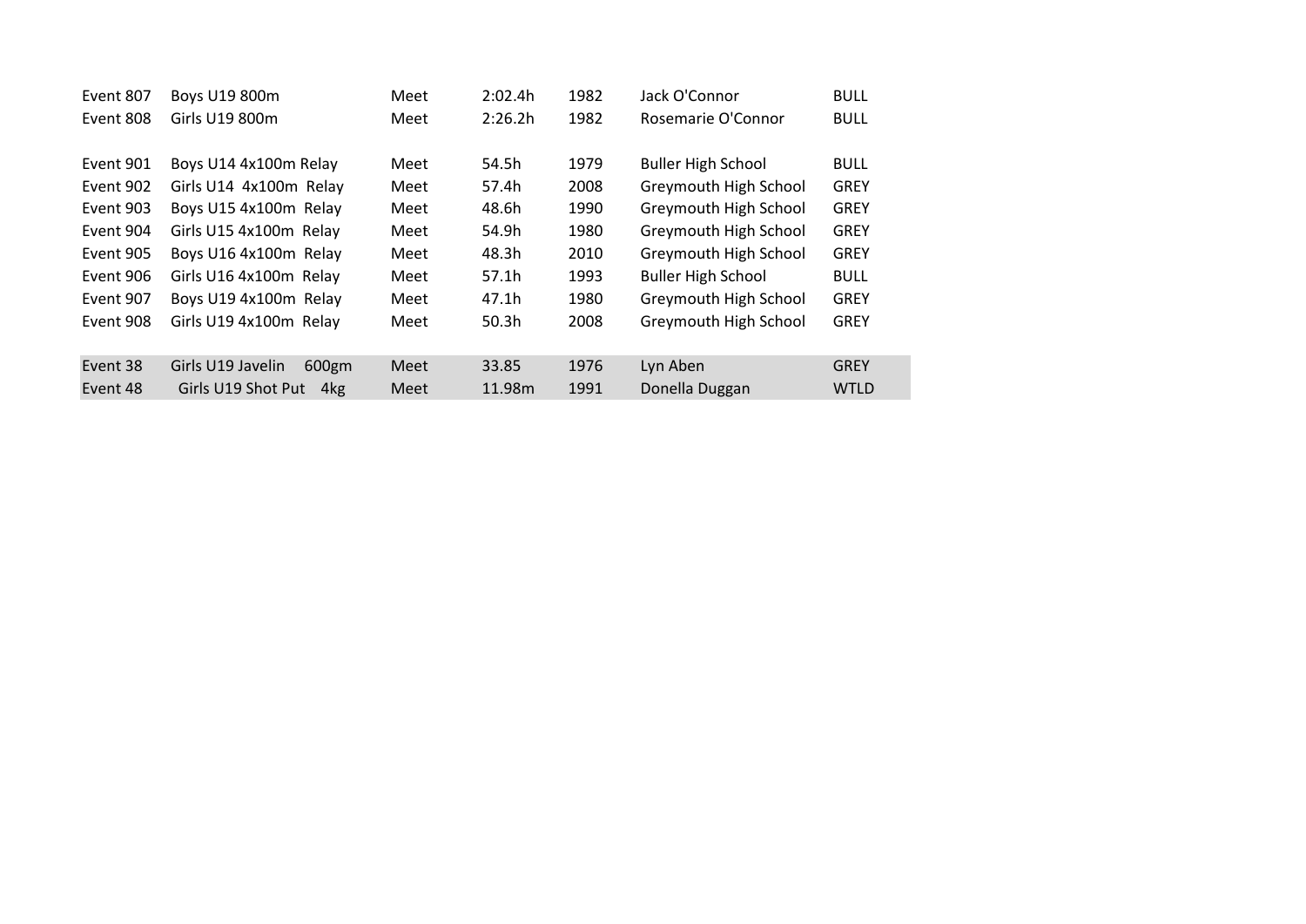| | | | | | | |
|---|---|---|---|---|---|---|
| Event 807 | Boys U19 800m | Meet | 2:02.4h | 1982 | Jack O'Connor | BULL |
| Event 808 | Girls U19 800m | Meet | 2:26.2h | 1982 | Rosemarie O'Connor | BULL |
| | | | | | | |
| Event 901 | Boys U14 4x100m Relay | Meet | 54.5h | 1979 | Buller High School | BULL |
| Event 902 | Girls U14 4x100m Relay | Meet | 57.4h | 2008 | Greymouth High School | GREY |
| Event 903 | Boys U15 4x100m Relay | Meet | 48.6h | 1990 | Greymouth High School | GREY |
| Event 904 | Girls U15 4x100m Relay | Meet | 54.9h | 1980 | Greymouth High School | GREY |
| Event 905 | Boys U16 4x100m Relay | Meet | 48.3h | 2010 | Greymouth High School | GREY |
| Event 906 | Girls U16 4x100m Relay | Meet | 57.1h | 1993 | Buller High School | BULL |
| Event 907 | Boys U19 4x100m Relay | Meet | 47.1h | 1980 | Greymouth High School | GREY |
| Event 908 | Girls U19 4x100m Relay | Meet | 50.3h | 2008 | Greymouth High School | GREY |
| | | | | | | |
| Event 38 | Girls U19 Javelin 600gm | Meet | 33.85 | 1976 | Lyn Aben | GREY |
| Event 48 | Girls U19 Shot Put 4kg | Meet | 11.98m | 1991 | Donella Duggan | WTLD |